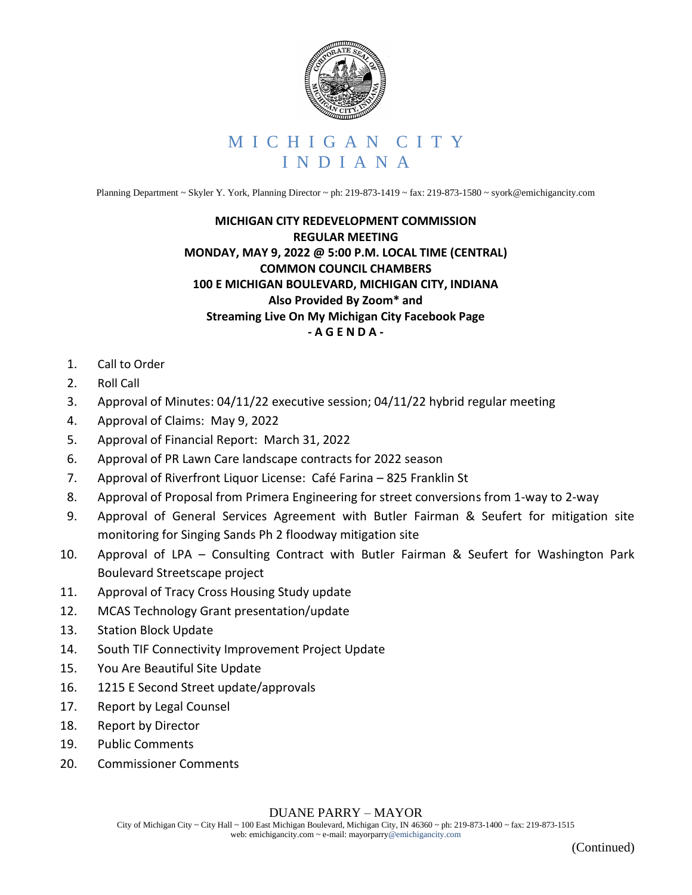# MICHIGAN CITY
# INDIANA

Planning Department ~ Skyler Y. York, Planning Director ~ ph: 219-873-1419 ~ fax: 219-873-1580 ~ syork@emichigancity.com

**MICHIGAN CITY REDEVELOPMENT COMMISSION**
**REGULAR MEETING**
**MONDAY, MAY 9, 2022 @ 5:00 P.M. LOCAL TIME (CENTRAL)**
**COMMON COUNCIL CHAMBERS**
**100 E MICHIGAN BOULEVARD, MICHIGAN CITY, INDIANA**
**Also Provided By Zoom* and**
**Streaming Live On My Michigan City Facebook Page**
**- A G E N D A -**

1. Call to Order
2. Roll Call
3. Approval of Minutes: 04/11/22 executive session; 04/11/22 hybrid regular meeting
4. Approval of Claims: May 9, 2022
5. Approval of Financial Report: March 31, 2022
6. Approval of PR Lawn Care landscape contracts for 2022 season
7. Approval of Riverfront Liquor License: Café Farina – 825 Franklin St
8. Approval of Proposal from Primera Engineering for street conversions from 1-way to 2-way
9. Approval of General Services Agreement with Butler Fairman & Seufert for mitigation site monitoring for Singing Sands Ph 2 floodway mitigation site
10. Approval of LPA – Consulting Contract with Butler Fairman & Seufert for Washington Park Boulevard Streetscape project
11. Approval of Tracy Cross Housing Study update
12. MCAS Technology Grant presentation/update
13. Station Block Update
14. South TIF Connectivity Improvement Project Update
15. You Are Beautiful Site Update
16. 1215 E Second Street update/approvals
17. Report by Legal Counsel
18. Report by Director
19. Public Comments
20. Commissioner Comments

DUANE PARRY – MAYOR
City of Michigan City ~ City Hall ~ 100 East Michigan Boulevard, Michigan City, IN 46360 ~ ph: 219-873-1400 ~ fax: 219-873-1515
web: emichigancity.com ~ e-mail: mayorparry@emichigancity.com

(Continued)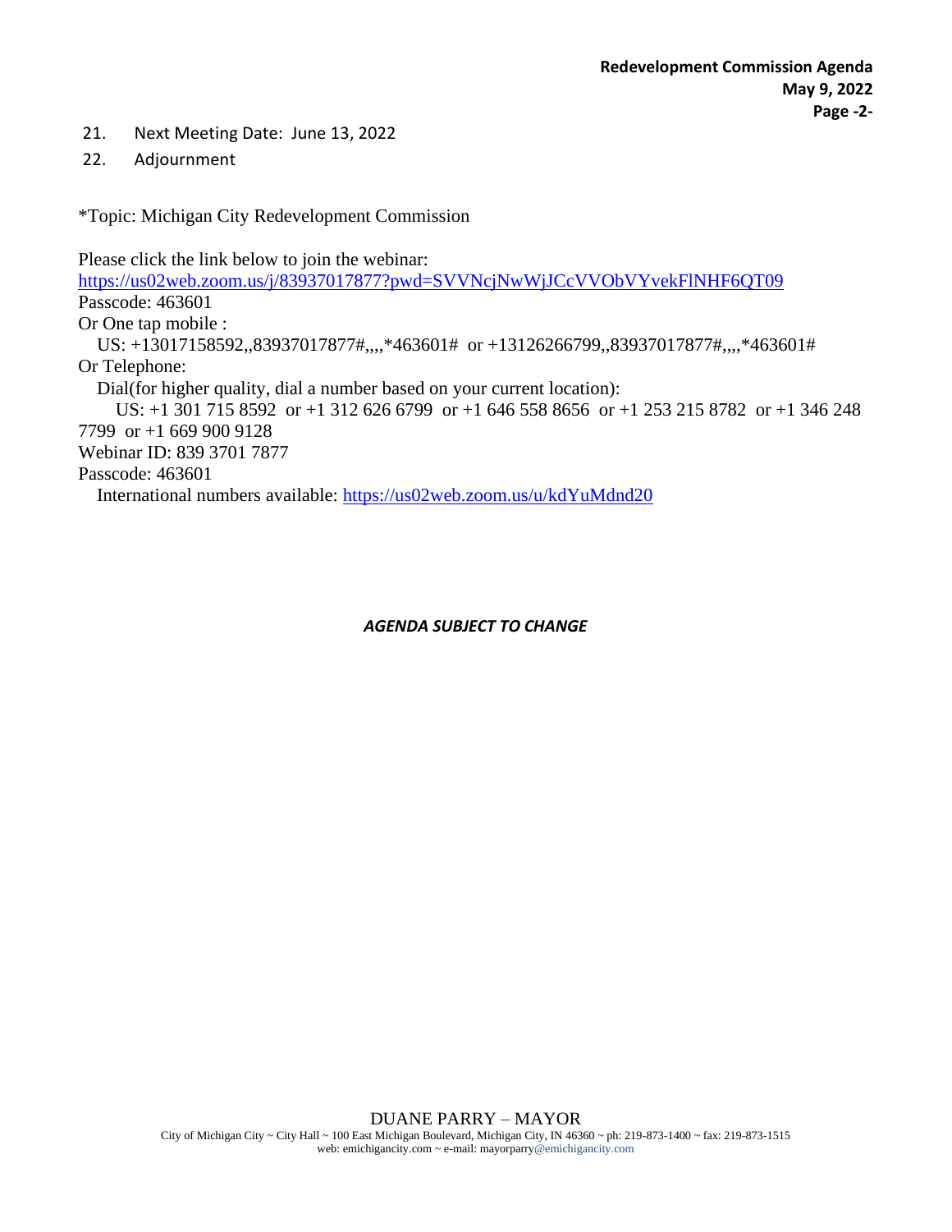21. Next Meeting Date: June 13, 2022
22. Adjournment

*Topic: Michigan City Redevelopment Commission

Please click the link below to join the webinar:
https://us02web.zoom.us/j/83937017877?pwd=SVVNcjNwWjJCcVVObVYvekFlNHF6QT09
Passcode: 463601
Or One tap mobile :
US: +13017158592,,83937017877#,,,,*463601# or +13126266799,,83937017877#,,,,*463601#
Or Telephone:
Dial(for higher quality, dial a number based on your current location):
US: +1 301 715 8592 or +1 312 626 6799 or +1 646 558 8656 or +1 253 215 8782 or +1 346 248 7799 or +1 669 900 9128
Webinar ID: 839 3701 7877
Passcode: 463601
International numbers available: https://us02web.zoom.us/u/kdYuMdnd20

***AGENDA SUBJECT TO CHANGE***

DUANE PARRY – MAYOR
City of Michigan City ~ City Hall ~ 100 East Michigan Boulevard, Michigan City, IN 46360 ~ ph: 219-873-1400 ~ fax: 219-873-1515
web: emichigancity.com ~ e-mail: mayorparry@emichigancity.com